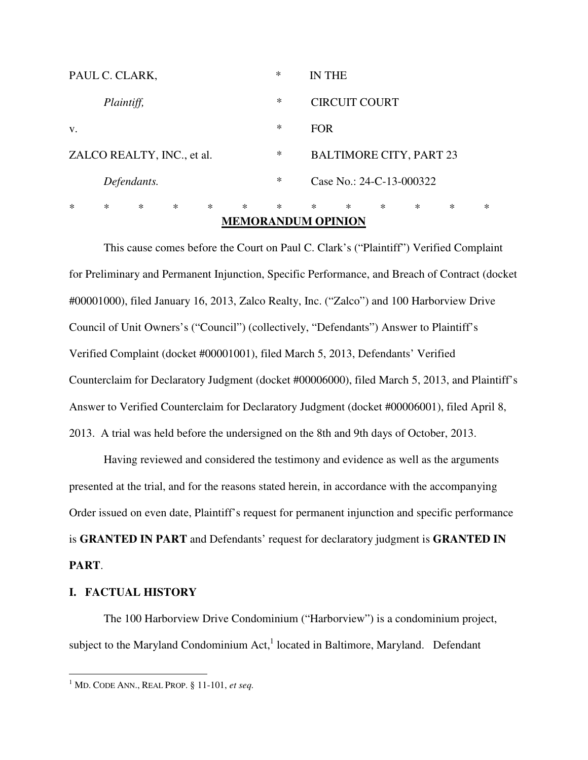| | | |
|---|---|---|
| PAUL C. CLARK, | * | IN THE |
| *Plaintiff,* | * | CIRCUIT COURT |
| v. | * | FOR |
| ZALCO REALTY, INC., et al. | * | BALTIMORE CITY, PART 23 |
| *Defendants.* | * | Case No.: 24-C-13-000322 |

\* \* \* \* \* \* \* \* \* \* \* \* \*

## MEMORANDUM OPINION

This cause comes before the Court on Paul C. Clark's ("Plaintiff") Verified Complaint for Preliminary and Permanent Injunction, Specific Performance, and Breach of Contract (docket #00001000), filed January 16, 2013, Zalco Realty, Inc. ("Zalco") and 100 Harborview Drive Council of Unit Owners's ("Council") (collectively, "Defendants") Answer to Plaintiff's Verified Complaint (docket #00001001), filed March 5, 2013, Defendants' Verified Counterclaim for Declaratory Judgment (docket #00006000), filed March 5, 2013, and Plaintiff's Answer to Verified Counterclaim for Declaratory Judgment (docket #00006001), filed April 8, 2013. A trial was held before the undersigned on the 8th and 9th days of October, 2013.

Having reviewed and considered the testimony and evidence as well as the arguments presented at the trial, and for the reasons stated herein, in accordance with the accompanying Order issued on even date, Plaintiff's request for permanent injunction and specific performance is **GRANTED IN PART** and Defendants' request for declaratory judgment is **GRANTED IN PART**.

### I. FACTUAL HISTORY

The 100 Harborview Drive Condominium ("Harborview") is a condominium project, subject to the Maryland Condominium Act,[1] located in Baltimore, Maryland. Defendant

---

[1] MD. CODE ANN., REAL PROP. § 11-101, *et seq.*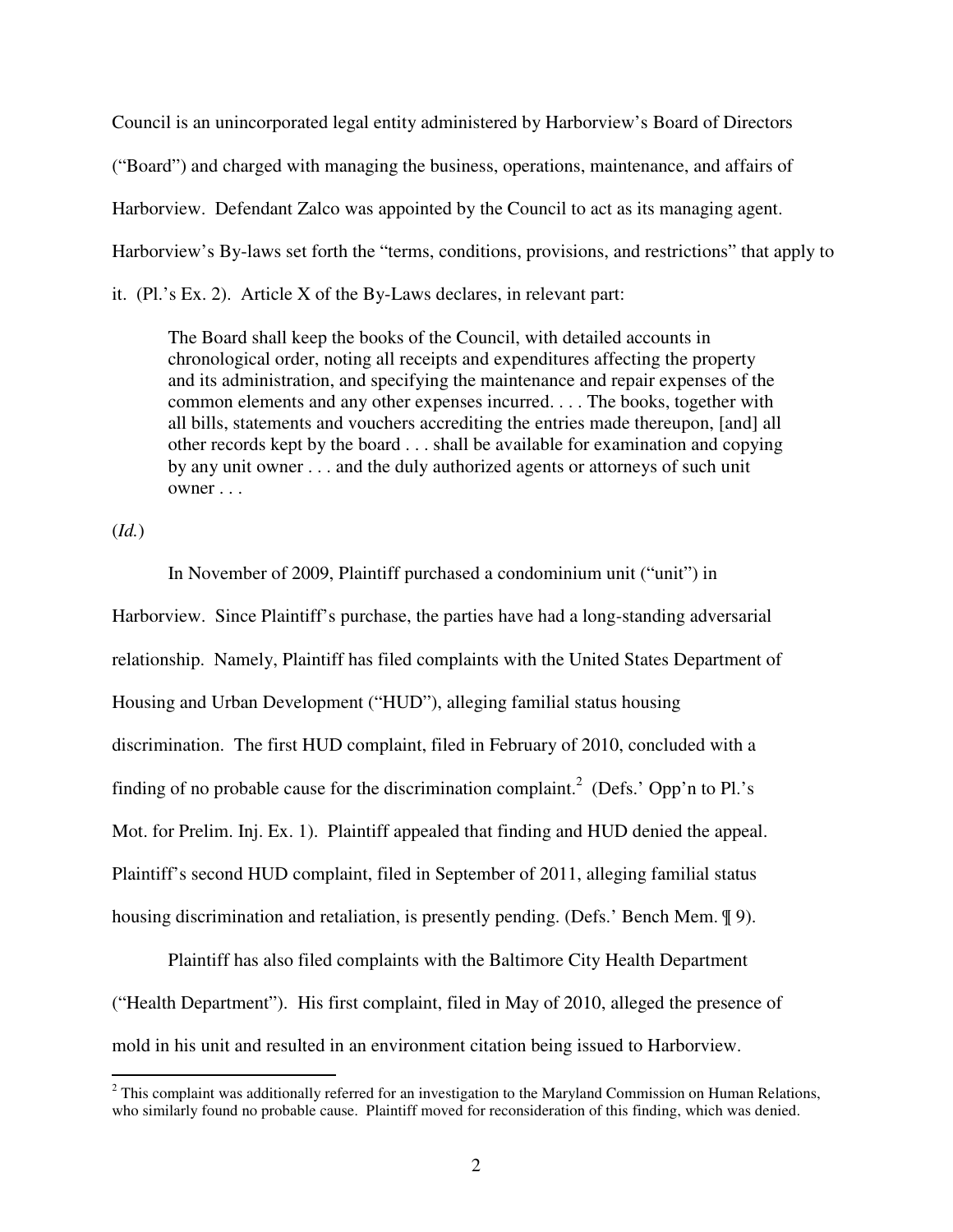Council is an unincorporated legal entity administered by Harborview's Board of Directors ("Board") and charged with managing the business, operations, maintenance, and affairs of Harborview. Defendant Zalco was appointed by the Council to act as its managing agent. Harborview's By-laws set forth the "terms, conditions, provisions, and restrictions" that apply to it. (Pl.'s Ex. 2). Article X of the By-Laws declares, in relevant part:

> The Board shall keep the books of the Council, with detailed accounts in chronological order, noting all receipts and expenditures affecting the property and its administration, and specifying the maintenance and repair expenses of the common elements and any other expenses incurred. . . . The books, together with all bills, statements and vouchers accrediting the entries made thereupon, [and] all other records kept by the board . . . shall be available for examination and copying by any unit owner . . . and the duly authorized agents or attorneys of such unit owner . . .

(*Id.*)

In November of 2009, Plaintiff purchased a condominium unit ("unit") in Harborview. Since Plaintiff's purchase, the parties have had a long-standing adversarial relationship. Namely, Plaintiff has filed complaints with the United States Department of Housing and Urban Development ("HUD"), alleging familial status housing discrimination. The first HUD complaint, filed in February of 2010, concluded with a finding of no probable cause for the discrimination complaint.[2] (Defs.' Opp'n to Pl.'s Mot. for Prelim. Inj. Ex. 1). Plaintiff appealed that finding and HUD denied the appeal. Plaintiff's second HUD complaint, filed in September of 2011, alleging familial status housing discrimination and retaliation, is presently pending. (Defs.' Bench Mem. ¶ 9).

Plaintiff has also filed complaints with the Baltimore City Health Department ("Health Department"). His first complaint, filed in May of 2010, alleged the presence of mold in his unit and resulted in an environment citation being issued to Harborview.

[2] This complaint was additionally referred for an investigation to the Maryland Commission on Human Relations, who similarly found no probable cause. Plaintiff moved for reconsideration of this finding, which was denied.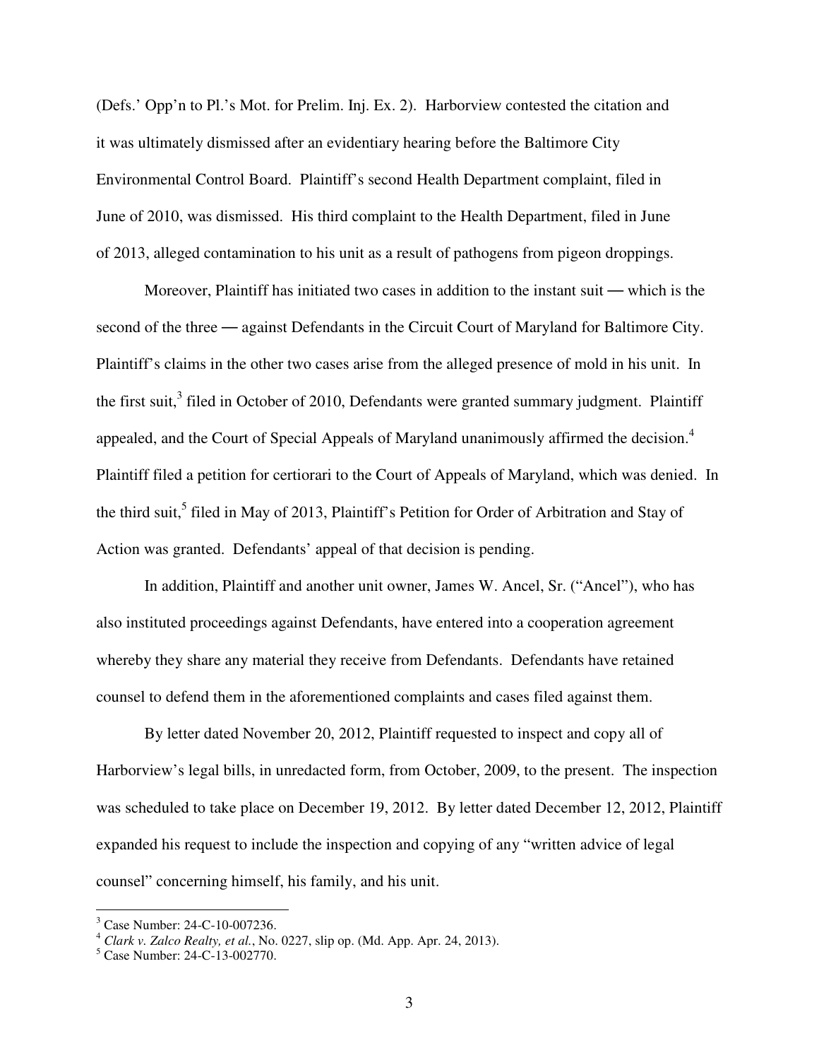(Defs.' Opp'n to Pl.'s Mot. for Prelim. Inj. Ex. 2). Harborview contested the citation and it was ultimately dismissed after an evidentiary hearing before the Baltimore City Environmental Control Board. Plaintiff's second Health Department complaint, filed in June of 2010, was dismissed. His third complaint to the Health Department, filed in June of 2013, alleged contamination to his unit as a result of pathogens from pigeon droppings.

Moreover, Plaintiff has initiated two cases in addition to the instant suit — which is the second of the three — against Defendants in the Circuit Court of Maryland for Baltimore City. Plaintiff's claims in the other two cases arise from the alleged presence of mold in his unit. In the first suit,[3] filed in October of 2010, Defendants were granted summary judgment. Plaintiff appealed, and the Court of Special Appeals of Maryland unanimously affirmed the decision.[4] Plaintiff filed a petition for certiorari to the Court of Appeals of Maryland, which was denied. In the third suit,[5] filed in May of 2013, Plaintiff's Petition for Order of Arbitration and Stay of Action was granted. Defendants' appeal of that decision is pending.

In addition, Plaintiff and another unit owner, James W. Ancel, Sr. ("Ancel"), who has also instituted proceedings against Defendants, have entered into a cooperation agreement whereby they share any material they receive from Defendants. Defendants have retained counsel to defend them in the aforementioned complaints and cases filed against them.

By letter dated November 20, 2012, Plaintiff requested to inspect and copy all of Harborview's legal bills, in unredacted form, from October, 2009, to the present. The inspection was scheduled to take place on December 19, 2012. By letter dated December 12, 2012, Plaintiff expanded his request to include the inspection and copying of any "written advice of legal counsel" concerning himself, his family, and his unit.

---

[3] Case Number: 24-C-10-007236.

[4] *Clark v. Zalco Realty, et al.*, No. 0227, slip op. (Md. App. Apr. 24, 2013).

[5] Case Number: 24-C-13-002770.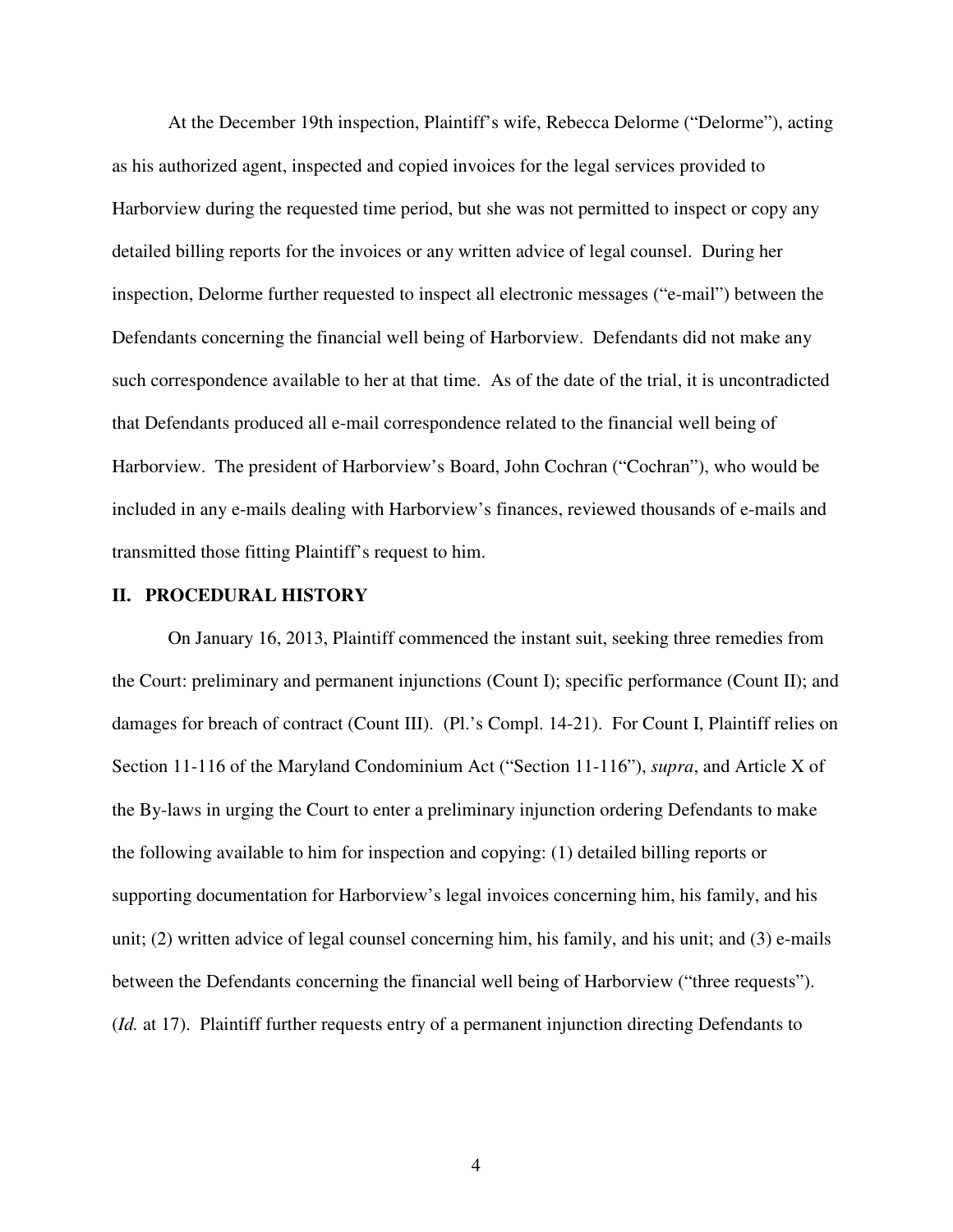At the December 19th inspection, Plaintiff's wife, Rebecca Delorme ("Delorme"), acting as his authorized agent, inspected and copied invoices for the legal services provided to Harborview during the requested time period, but she was not permitted to inspect or copy any detailed billing reports for the invoices or any written advice of legal counsel. During her inspection, Delorme further requested to inspect all electronic messages ("e-mail") between the Defendants concerning the financial well being of Harborview. Defendants did not make any such correspondence available to her at that time. As of the date of the trial, it is uncontradicted that Defendants produced all e-mail correspondence related to the financial well being of Harborview. The president of Harborview's Board, John Cochran ("Cochran"), who would be included in any e-mails dealing with Harborview's finances, reviewed thousands of e-mails and transmitted those fitting Plaintiff's request to him.

## II. PROCEDURAL HISTORY

On January 16, 2013, Plaintiff commenced the instant suit, seeking three remedies from the Court: preliminary and permanent injunctions (Count I); specific performance (Count II); and damages for breach of contract (Count III). (Pl.'s Compl. 14-21). For Count I, Plaintiff relies on Section 11-116 of the Maryland Condominium Act ("Section 11-116"), *supra*, and Article X of the By-laws in urging the Court to enter a preliminary injunction ordering Defendants to make the following available to him for inspection and copying: (1) detailed billing reports or supporting documentation for Harborview's legal invoices concerning him, his family, and his unit; (2) written advice of legal counsel concerning him, his family, and his unit; and (3) e-mails between the Defendants concerning the financial well being of Harborview ("three requests"). (*Id.* at 17). Plaintiff further requests entry of a permanent injunction directing Defendants to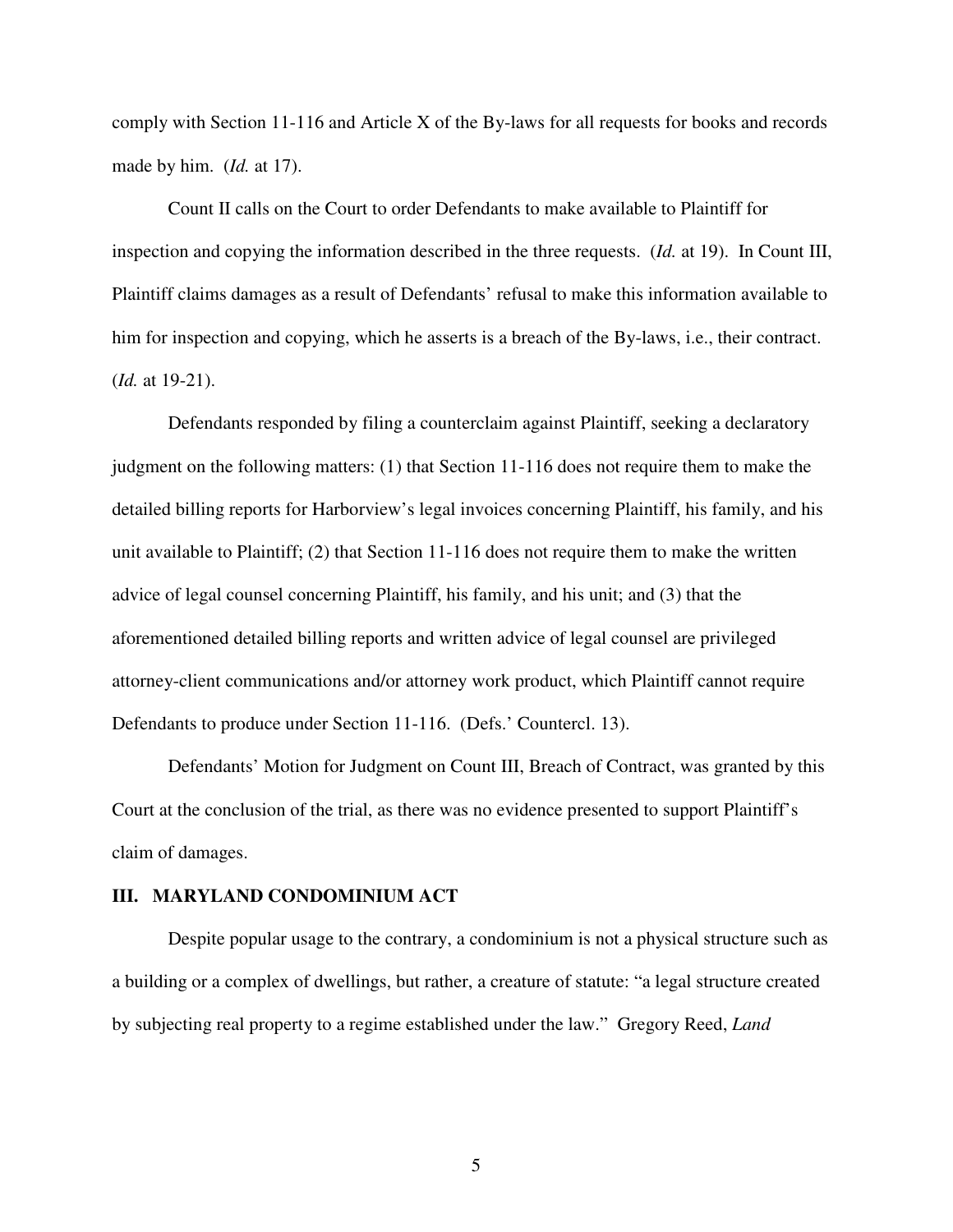comply with Section 11-116 and Article X of the By-laws for all requests for books and records made by him. (*Id.* at 17).

Count II calls on the Court to order Defendants to make available to Plaintiff for inspection and copying the information described in the three requests. (*Id.* at 19). In Count III, Plaintiff claims damages as a result of Defendants' refusal to make this information available to him for inspection and copying, which he asserts is a breach of the By-laws, i.e., their contract. (*Id.* at 19-21).

Defendants responded by filing a counterclaim against Plaintiff, seeking a declaratory judgment on the following matters: (1) that Section 11-116 does not require them to make the detailed billing reports for Harborview's legal invoices concerning Plaintiff, his family, and his unit available to Plaintiff; (2) that Section 11-116 does not require them to make the written advice of legal counsel concerning Plaintiff, his family, and his unit; and (3) that the aforementioned detailed billing reports and written advice of legal counsel are privileged attorney-client communications and/or attorney work product, which Plaintiff cannot require Defendants to produce under Section 11-116. (Defs.' Countercl. 13).

Defendants' Motion for Judgment on Count III, Breach of Contract, was granted by this Court at the conclusion of the trial, as there was no evidence presented to support Plaintiff's claim of damages.

## III. MARYLAND CONDOMINIUM ACT

Despite popular usage to the contrary, a condominium is not a physical structure such as a building or a complex of dwellings, but rather, a creature of statute: "a legal structure created by subjecting real property to a regime established under the law." Gregory Reed, *Land*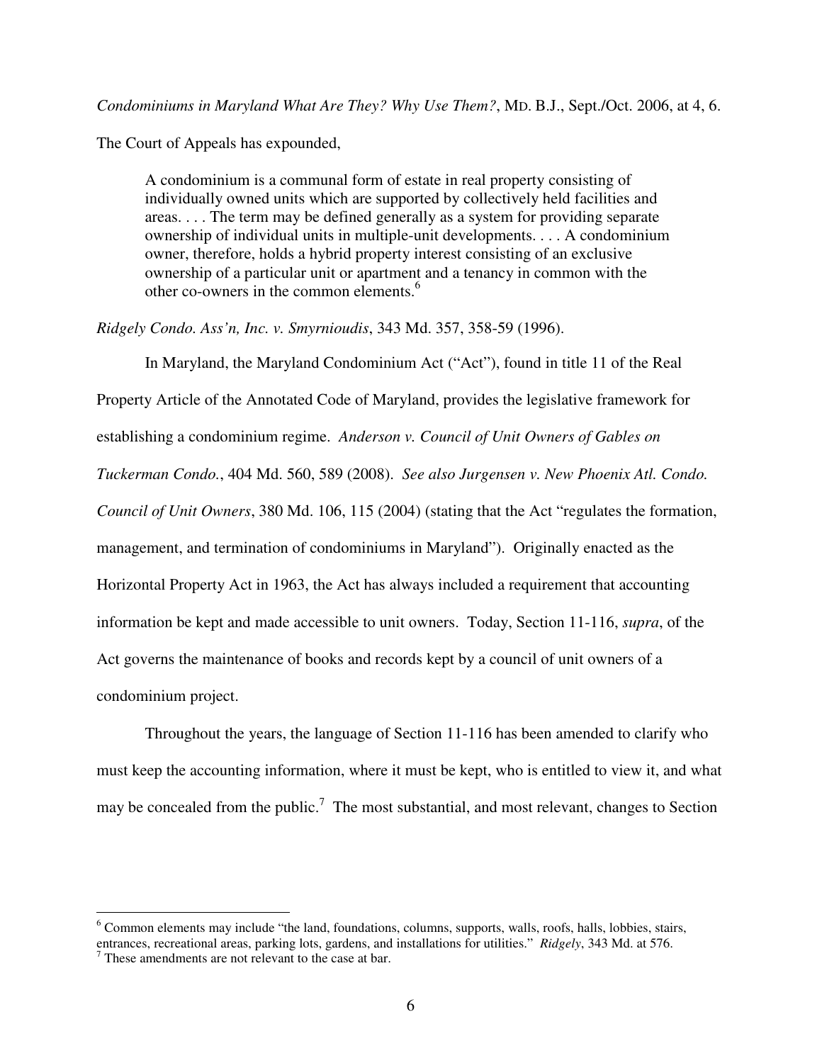*Condominiums in Maryland What Are They? Why Use Them?*, MD. B.J., Sept./Oct. 2006, at 4, 6.

The Court of Appeals has expounded,

> A condominium is a communal form of estate in real property consisting of individually owned units which are supported by collectively held facilities and areas. . . . The term may be defined generally as a system for providing separate ownership of individual units in multiple-unit developments. . . . A condominium owner, therefore, holds a hybrid property interest consisting of an exclusive ownership of a particular unit or apartment and a tenancy in common with the other co-owners in the common elements.[6]

*Ridgely Condo. Ass'n, Inc. v. Smyrnioudis*, 343 Md. 357, 358-59 (1996).

In Maryland, the Maryland Condominium Act ("Act"), found in title 11 of the Real Property Article of the Annotated Code of Maryland, provides the legislative framework for establishing a condominium regime. *Anderson v. Council of Unit Owners of Gables on Tuckerman Condo.*, 404 Md. 560, 589 (2008). *See also Jurgensen v. New Phoenix Atl. Condo. Council of Unit Owners*, 380 Md. 106, 115 (2004) (stating that the Act "regulates the formation, management, and termination of condominiums in Maryland"). Originally enacted as the Horizontal Property Act in 1963, the Act has always included a requirement that accounting information be kept and made accessible to unit owners. Today, Section 11-116, *supra*, of the Act governs the maintenance of books and records kept by a council of unit owners of a condominium project.

Throughout the years, the language of Section 11-116 has been amended to clarify who must keep the accounting information, where it must be kept, who is entitled to view it, and what may be concealed from the public.[7] The most substantial, and most relevant, changes to Section

---

[6] Common elements may include "the land, foundations, columns, supports, walls, roofs, halls, lobbies, stairs, entrances, recreational areas, parking lots, gardens, and installations for utilities." *Ridgely*, 343 Md. at 576.

[7] These amendments are not relevant to the case at bar.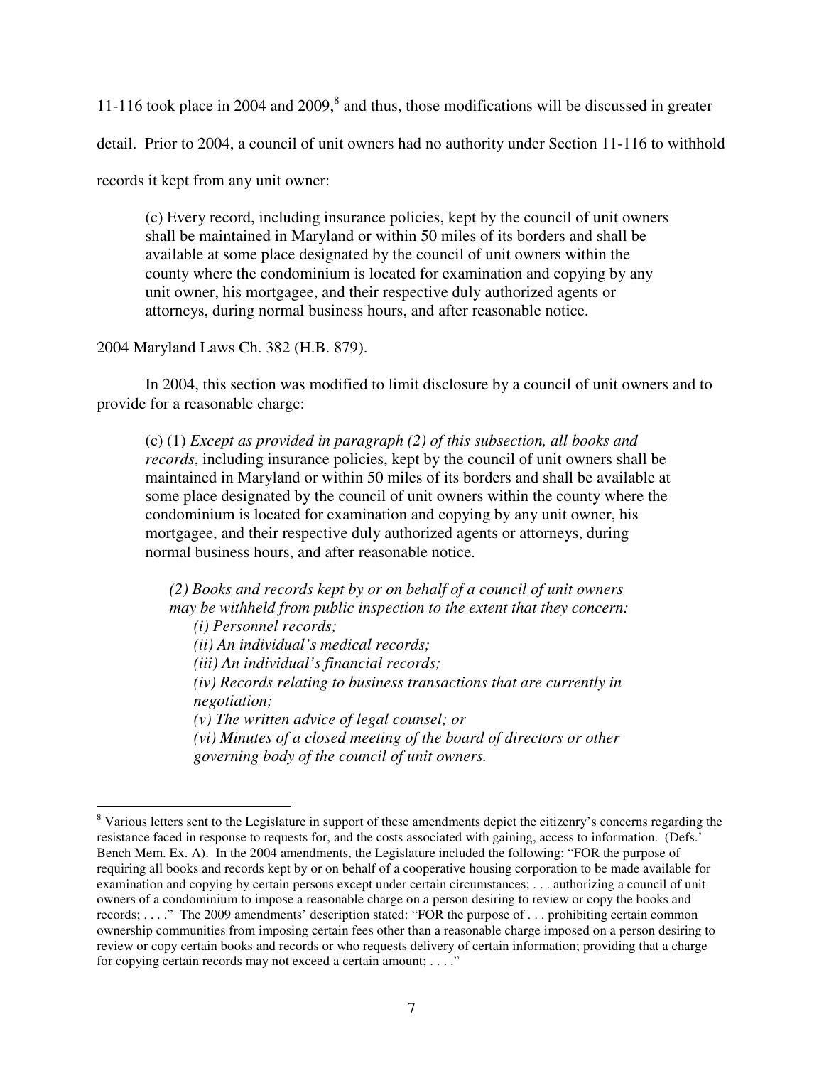11-116 took place in 2004 and 2009,[8] and thus, those modifications will be discussed in greater detail. Prior to 2004, a council of unit owners had no authority under Section 11-116 to withhold records it kept from any unit owner:

> (c) Every record, including insurance policies, kept by the council of unit owners shall be maintained in Maryland or within 50 miles of its borders and shall be available at some place designated by the council of unit owners within the county where the condominium is located for examination and copying by any unit owner, his mortgagee, and their respective duly authorized agents or attorneys, during normal business hours, and after reasonable notice.

2004 Maryland Laws Ch. 382 (H.B. 879).

In 2004, this section was modified to limit disclosure by a council of unit owners and to provide for a reasonable charge:

> (c) (1) *Except as provided in paragraph (2) of this subsection, all books and records*, including insurance policies, kept by the council of unit owners shall be maintained in Maryland or within 50 miles of its borders and shall be available at some place designated by the council of unit owners within the county where the condominium is located for examination and copying by any unit owner, his mortgagee, and their respective duly authorized agents or attorneys, during normal business hours, and after reasonable notice.
>
> *(2) Books and records kept by or on behalf of a council of unit owners may be withheld from public inspection to the extent that they concern:*
> *(i) Personnel records;*
> *(ii) An individual's medical records;*
> *(iii) An individual's financial records;*
> *(iv) Records relating to business transactions that are currently in negotiation;*
> *(v) The written advice of legal counsel; or*
> *(vi) Minutes of a closed meeting of the board of directors or other governing body of the council of unit owners.*

---

[8] Various letters sent to the Legislature in support of these amendments depict the citizenry's concerns regarding the resistance faced in response to requests for, and the costs associated with gaining, access to information. (Defs.' Bench Mem. Ex. A). In the 2004 amendments, the Legislature included the following: "FOR the purpose of requiring all books and records kept by or on behalf of a cooperative housing corporation to be made available for examination and copying by certain persons except under certain circumstances; . . . authorizing a council of unit owners of a condominium to impose a reasonable charge on a person desiring to review or copy the books and records; . . . ." The 2009 amendments' description stated: "FOR the purpose of . . . prohibiting certain common ownership communities from imposing certain fees other than a reasonable charge imposed on a person desiring to review or copy certain books and records or who requests delivery of certain information; providing that a charge for copying certain records may not exceed a certain amount; . . . ."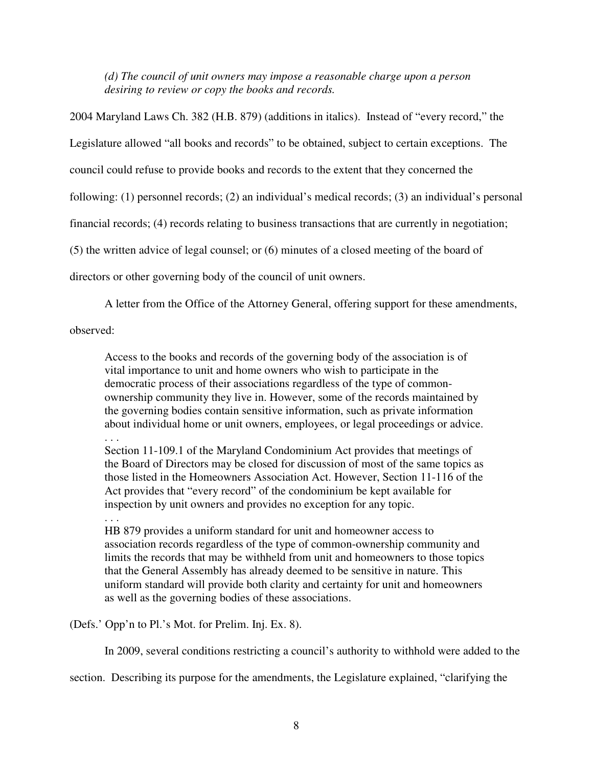> *(d) The council of unit owners may impose a reasonable charge upon a person desiring to review or copy the books and records.*

2004 Maryland Laws Ch. 382 (H.B. 879) (additions in italics). Instead of "every record," the Legislature allowed "all books and records" to be obtained, subject to certain exceptions. The council could refuse to provide books and records to the extent that they concerned the following: (1) personnel records; (2) an individual's medical records; (3) an individual's personal financial records; (4) records relating to business transactions that are currently in negotiation; (5) the written advice of legal counsel; or (6) minutes of a closed meeting of the board of directors or other governing body of the council of unit owners.

A letter from the Office of the Attorney General, offering support for these amendments, observed:

> Access to the books and records of the governing body of the association is of vital importance to unit and home owners who wish to participate in the democratic process of their associations regardless of the type of common-ownership community they live in. However, some of the records maintained by the governing bodies contain sensitive information, such as private information about individual home or unit owners, employees, or legal proceedings or advice.
> . . .
> Section 11-109.1 of the Maryland Condominium Act provides that meetings of the Board of Directors may be closed for discussion of most of the same topics as those listed in the Homeowners Association Act. However, Section 11-116 of the Act provides that "every record" of the condominium be kept available for inspection by unit owners and provides no exception for any topic.
> . . .
> HB 879 provides a uniform standard for unit and homeowner access to association records regardless of the type of common-ownership community and limits the records that may be withheld from unit and homeowners to those topics that the General Assembly has already deemed to be sensitive in nature. This uniform standard will provide both clarity and certainty for unit and homeowners as well as the governing bodies of these associations.

(Defs.' Opp'n to Pl.'s Mot. for Prelim. Inj. Ex. 8).

In 2009, several conditions restricting a council's authority to withhold were added to the section. Describing its purpose for the amendments, the Legislature explained, "clarifying the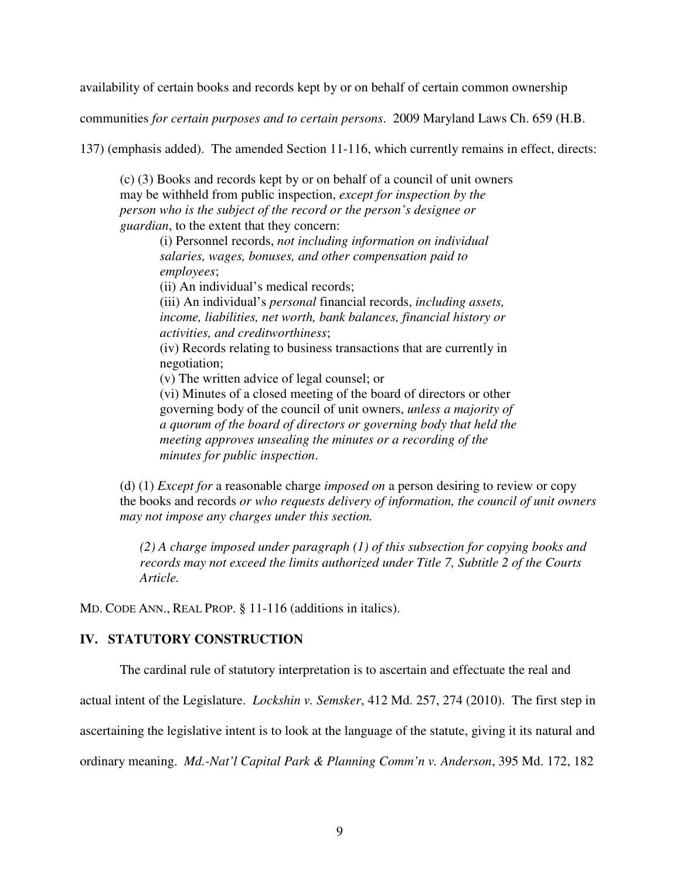availability of certain books and records kept by or on behalf of certain common ownership communities *for certain purposes and to certain persons*. 2009 Maryland Laws Ch. 659 (H.B. 137) (emphasis added). The amended Section 11-116, which currently remains in effect, directs:

> (c) (3) Books and records kept by or on behalf of a council of unit owners may be withheld from public inspection, *except for inspection by the person who is the subject of the record or the person's designee or guardian*, to the extent that they concern:
>
> > (i) Personnel records, *not including information on individual salaries, wages, bonuses, and other compensation paid to employees*;
> > (ii) An individual's medical records;
> > (iii) An individual's *personal* financial records, *including assets, income, liabilities, net worth, bank balances, financial history or activities, and creditworthiness*;
> > (iv) Records relating to business transactions that are currently in negotiation;
> > (v) The written advice of legal counsel; or
> > (vi) Minutes of a closed meeting of the board of directors or other governing body of the council of unit owners, *unless a majority of a quorum of the board of directors or governing body that held the meeting approves unsealing the minutes or a recording of the minutes for public inspection*.
>
> (d) (1) *Except for* a reasonable charge *imposed on* a person desiring to review or copy the books and records *or who requests delivery of information, the council of unit owners may not impose any charges under this section.*
>
> *(2) A charge imposed under paragraph (1) of this subsection for copying books and records may not exceed the limits authorized under Title 7, Subtitle 2 of the Courts Article.*

MD. CODE ANN., REAL PROP. § 11-116 (additions in italics).

## IV. STATUTORY CONSTRUCTION

The cardinal rule of statutory interpretation is to ascertain and effectuate the real and actual intent of the Legislature. *Lockshin v. Semsker*, 412 Md. 257, 274 (2010). The first step in ascertaining the legislative intent is to look at the language of the statute, giving it its natural and ordinary meaning. *Md.-Nat'l Capital Park & Planning Comm'n v. Anderson*, 395 Md. 172, 182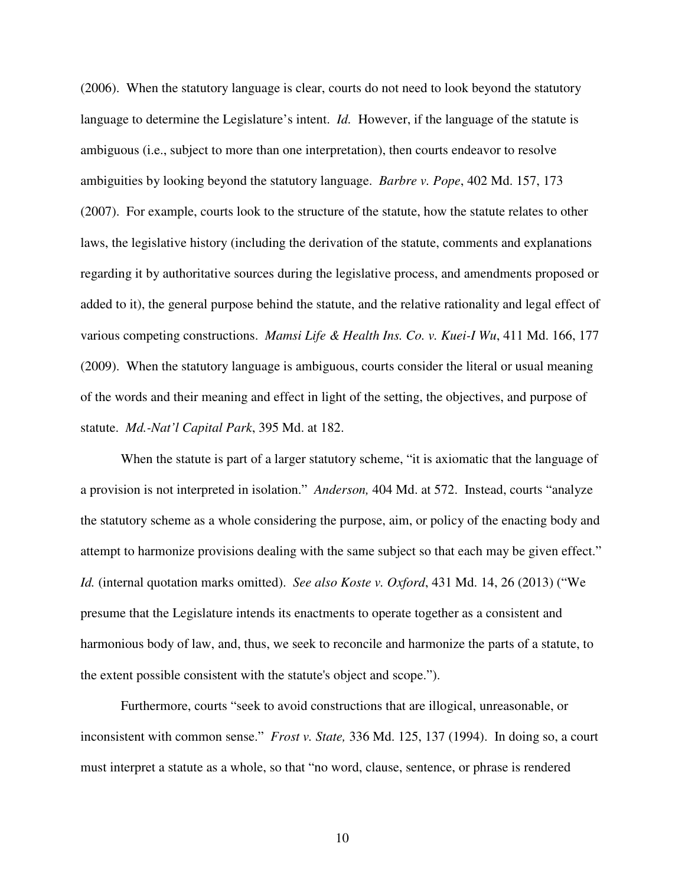(2006). When the statutory language is clear, courts do not need to look beyond the statutory language to determine the Legislature's intent. *Id.* However, if the language of the statute is ambiguous (i.e., subject to more than one interpretation), then courts endeavor to resolve ambiguities by looking beyond the statutory language. *Barbre v. Pope*, 402 Md. 157, 173 (2007). For example, courts look to the structure of the statute, how the statute relates to other laws, the legislative history (including the derivation of the statute, comments and explanations regarding it by authoritative sources during the legislative process, and amendments proposed or added to it), the general purpose behind the statute, and the relative rationality and legal effect of various competing constructions. *Mamsi Life & Health Ins. Co. v. Kuei-I Wu*, 411 Md. 166, 177 (2009). When the statutory language is ambiguous, courts consider the literal or usual meaning of the words and their meaning and effect in light of the setting, the objectives, and purpose of statute. *Md.-Nat'l Capital Park*, 395 Md. at 182.

When the statute is part of a larger statutory scheme, "it is axiomatic that the language of a provision is not interpreted in isolation." *Anderson,* 404 Md. at 572. Instead, courts "analyze the statutory scheme as a whole considering the purpose, aim, or policy of the enacting body and attempt to harmonize provisions dealing with the same subject so that each may be given effect." *Id.* (internal quotation marks omitted). *See also Koste v. Oxford*, 431 Md. 14, 26 (2013) ("We presume that the Legislature intends its enactments to operate together as a consistent and harmonious body of law, and, thus, we seek to reconcile and harmonize the parts of a statute, to the extent possible consistent with the statute's object and scope.").

Furthermore, courts "seek to avoid constructions that are illogical, unreasonable, or inconsistent with common sense." *Frost v. State,* 336 Md. 125, 137 (1994). In doing so, a court must interpret a statute as a whole, so that "no word, clause, sentence, or phrase is rendered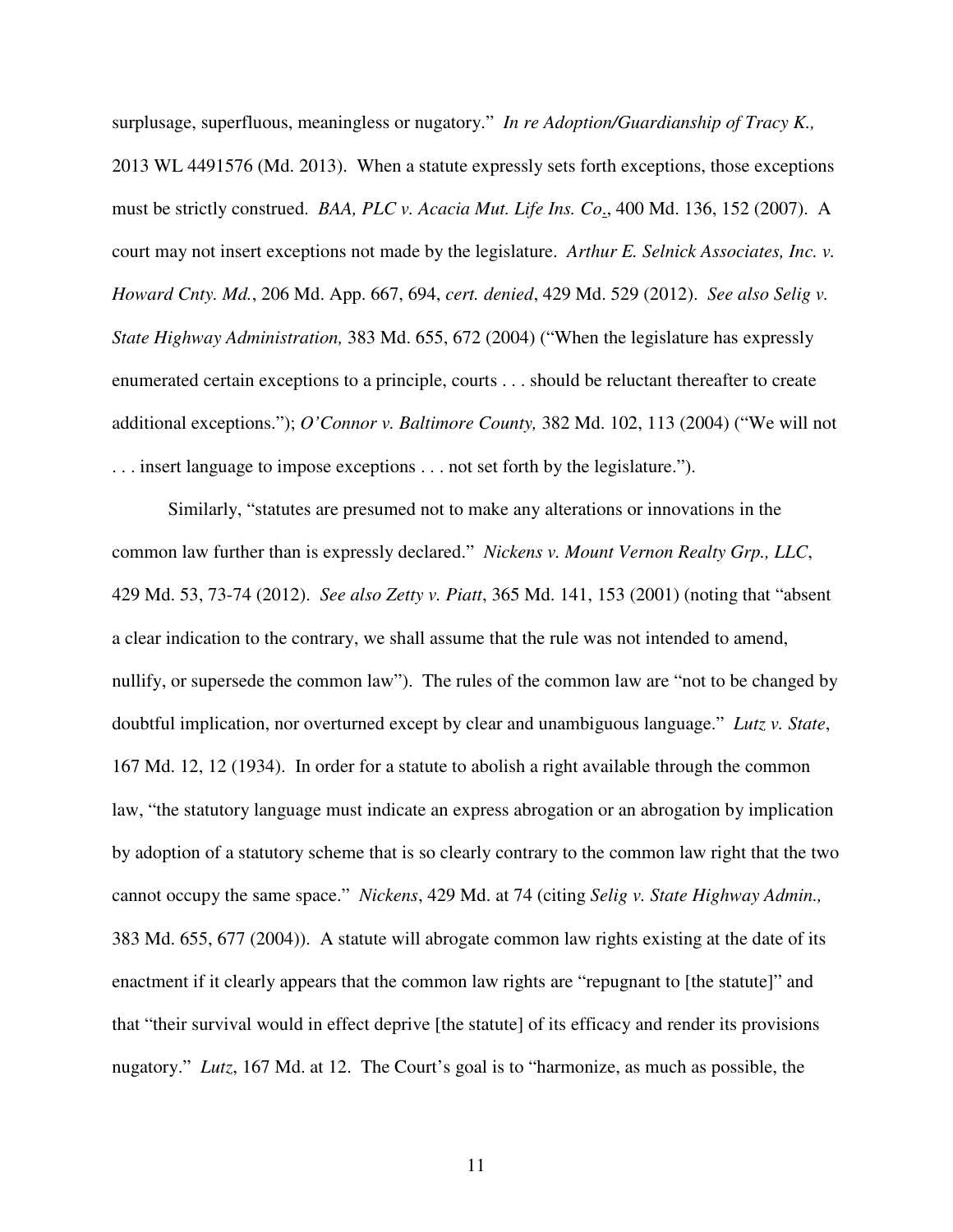surplusage, superfluous, meaningless or nugatory." *In re Adoption/Guardianship of Tracy K.,* 2013 WL 4491576 (Md. 2013). When a statute expressly sets forth exceptions, those exceptions must be strictly construed. *BAA, PLC v. Acacia Mut. Life Ins. Co.*, 400 Md. 136, 152 (2007). A court may not insert exceptions not made by the legislature. *Arthur E. Selnick Associates, Inc. v. Howard Cnty. Md.*, 206 Md. App. 667, 694, *cert. denied*, 429 Md. 529 (2012). *See also Selig v. State Highway Administration,* 383 Md. 655, 672 (2004) ("When the legislature has expressly enumerated certain exceptions to a principle, courts . . . should be reluctant thereafter to create additional exceptions."); *O'Connor v. Baltimore County,* 382 Md. 102, 113 (2004) ("We will not . . . insert language to impose exceptions . . . not set forth by the legislature.").

Similarly, "statutes are presumed not to make any alterations or innovations in the common law further than is expressly declared." *Nickens v. Mount Vernon Realty Grp., LLC*, 429 Md. 53, 73-74 (2012). *See also Zetty v. Piatt*, 365 Md. 141, 153 (2001) (noting that "absent a clear indication to the contrary, we shall assume that the rule was not intended to amend, nullify, or supersede the common law"). The rules of the common law are "not to be changed by doubtful implication, nor overturned except by clear and unambiguous language." *Lutz v. State*, 167 Md. 12, 12 (1934). In order for a statute to abolish a right available through the common law, "the statutory language must indicate an express abrogation or an abrogation by implication by adoption of a statutory scheme that is so clearly contrary to the common law right that the two cannot occupy the same space." *Nickens*, 429 Md. at 74 (citing *Selig v. State Highway Admin.,* 383 Md. 655, 677 (2004)). A statute will abrogate common law rights existing at the date of its enactment if it clearly appears that the common law rights are "repugnant to [the statute]" and that "their survival would in effect deprive [the statute] of its efficacy and render its provisions nugatory." *Lutz*, 167 Md. at 12. The Court's goal is to "harmonize, as much as possible, the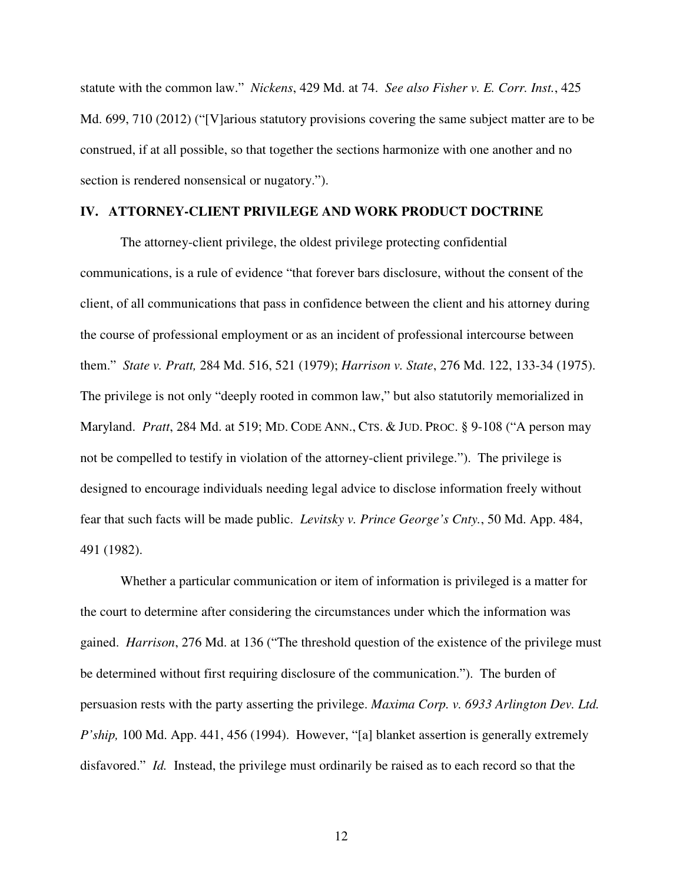statute with the common law." *Nickens*, 429 Md. at 74. *See also Fisher v. E. Corr. Inst.*, 425 Md. 699, 710 (2012) ("[V]arious statutory provisions covering the same subject matter are to be construed, if at all possible, so that together the sections harmonize with one another and no section is rendered nonsensical or nugatory.").

## IV. ATTORNEY-CLIENT PRIVILEGE AND WORK PRODUCT DOCTRINE

The attorney-client privilege, the oldest privilege protecting confidential communications, is a rule of evidence "that forever bars disclosure, without the consent of the client, of all communications that pass in confidence between the client and his attorney during the course of professional employment or as an incident of professional intercourse between them." *State v. Pratt,* 284 Md. 516, 521 (1979); *Harrison v. State*, 276 Md. 122, 133-34 (1975). The privilege is not only "deeply rooted in common law," but also statutorily memorialized in Maryland. *Pratt*, 284 Md. at 519; MD. CODE ANN., CTS. & JUD. PROC. § 9-108 ("A person may not be compelled to testify in violation of the attorney-client privilege."). The privilege is designed to encourage individuals needing legal advice to disclose information freely without fear that such facts will be made public. *Levitsky v. Prince George's Cnty.*, 50 Md. App. 484, 491 (1982).

Whether a particular communication or item of information is privileged is a matter for the court to determine after considering the circumstances under which the information was gained. *Harrison*, 276 Md. at 136 ("The threshold question of the existence of the privilege must be determined without first requiring disclosure of the communication."). The burden of persuasion rests with the party asserting the privilege. *Maxima Corp. v. 6933 Arlington Dev. Ltd. P'ship,* 100 Md. App. 441, 456 (1994). However, "[a] blanket assertion is generally extremely disfavored." *Id.* Instead, the privilege must ordinarily be raised as to each record so that the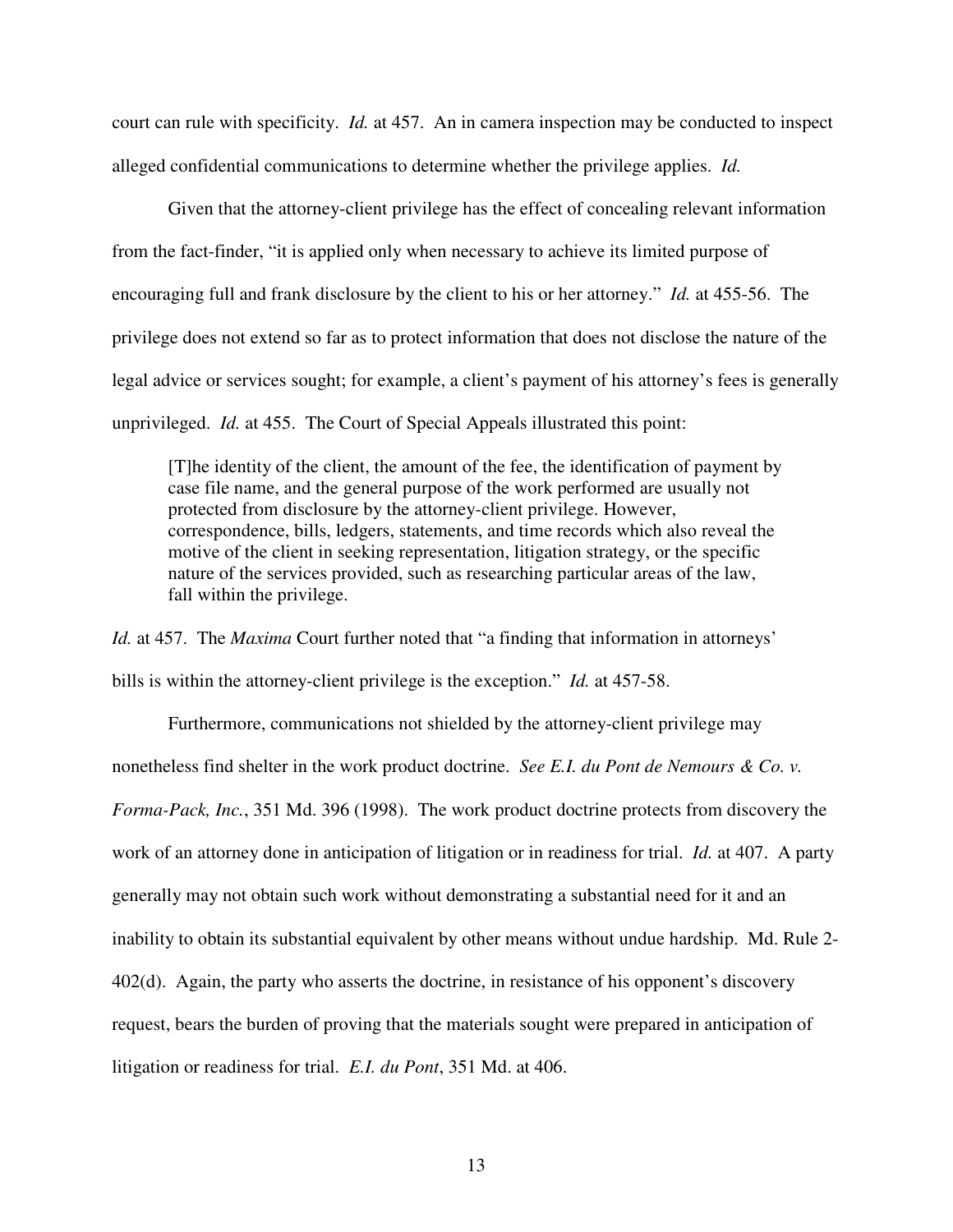court can rule with specificity. *Id.* at 457. An in camera inspection may be conducted to inspect alleged confidential communications to determine whether the privilege applies. *Id.*

Given that the attorney-client privilege has the effect of concealing relevant information from the fact-finder, "it is applied only when necessary to achieve its limited purpose of encouraging full and frank disclosure by the client to his or her attorney." *Id.* at 455-56. The privilege does not extend so far as to protect information that does not disclose the nature of the legal advice or services sought; for example, a client's payment of his attorney's fees is generally unprivileged. *Id.* at 455. The Court of Special Appeals illustrated this point:

> [T]he identity of the client, the amount of the fee, the identification of payment by case file name, and the general purpose of the work performed are usually not protected from disclosure by the attorney-client privilege. However, correspondence, bills, ledgers, statements, and time records which also reveal the motive of the client in seeking representation, litigation strategy, or the specific nature of the services provided, such as researching particular areas of the law, fall within the privilege.

*Id.* at 457. The *Maxima* Court further noted that "a finding that information in attorneys' bills is within the attorney-client privilege is the exception." *Id.* at 457-58.

Furthermore, communications not shielded by the attorney-client privilege may nonetheless find shelter in the work product doctrine. *See E.I. du Pont de Nemours & Co. v. Forma-Pack, Inc.*, 351 Md. 396 (1998). The work product doctrine protects from discovery the work of an attorney done in anticipation of litigation or in readiness for trial. *Id.* at 407. A party generally may not obtain such work without demonstrating a substantial need for it and an inability to obtain its substantial equivalent by other means without undue hardship. Md. Rule 2-402(d). Again, the party who asserts the doctrine, in resistance of his opponent's discovery request, bears the burden of proving that the materials sought were prepared in anticipation of litigation or readiness for trial. *E.I. du Pont*, 351 Md. at 406.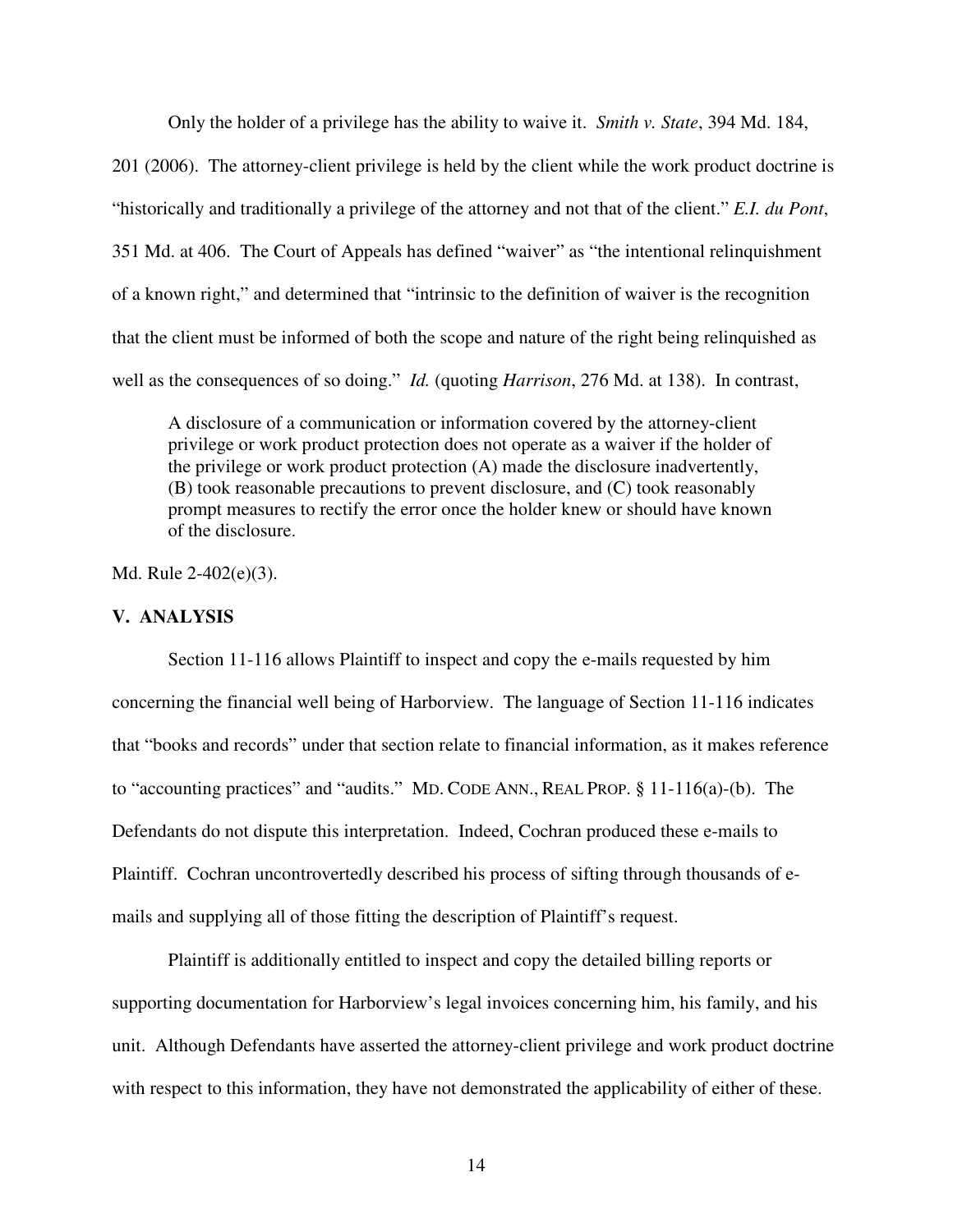Only the holder of a privilege has the ability to waive it. *Smith v. State*, 394 Md. 184, 201 (2006). The attorney-client privilege is held by the client while the work product doctrine is "historically and traditionally a privilege of the attorney and not that of the client." *E.I. du Pont*, 351 Md. at 406. The Court of Appeals has defined "waiver" as "the intentional relinquishment of a known right," and determined that "intrinsic to the definition of waiver is the recognition that the client must be informed of both the scope and nature of the right being relinquished as well as the consequences of so doing." *Id.* (quoting *Harrison*, 276 Md. at 138). In contrast,

> A disclosure of a communication or information covered by the attorney-client privilege or work product protection does not operate as a waiver if the holder of the privilege or work product protection (A) made the disclosure inadvertently, (B) took reasonable precautions to prevent disclosure, and (C) took reasonably prompt measures to rectify the error once the holder knew or should have known of the disclosure.

Md. Rule 2-402(e)(3).

## V. ANALYSIS

Section 11-116 allows Plaintiff to inspect and copy the e-mails requested by him concerning the financial well being of Harborview. The language of Section 11-116 indicates that "books and records" under that section relate to financial information, as it makes reference to "accounting practices" and "audits." MD. CODE ANN., REAL PROP. § 11-116(a)-(b). The Defendants do not dispute this interpretation. Indeed, Cochran produced these e-mails to Plaintiff. Cochran uncontrovertedly described his process of sifting through thousands of e-mails and supplying all of those fitting the description of Plaintiff's request.

Plaintiff is additionally entitled to inspect and copy the detailed billing reports or supporting documentation for Harborview's legal invoices concerning him, his family, and his unit. Although Defendants have asserted the attorney-client privilege and work product doctrine with respect to this information, they have not demonstrated the applicability of either of these.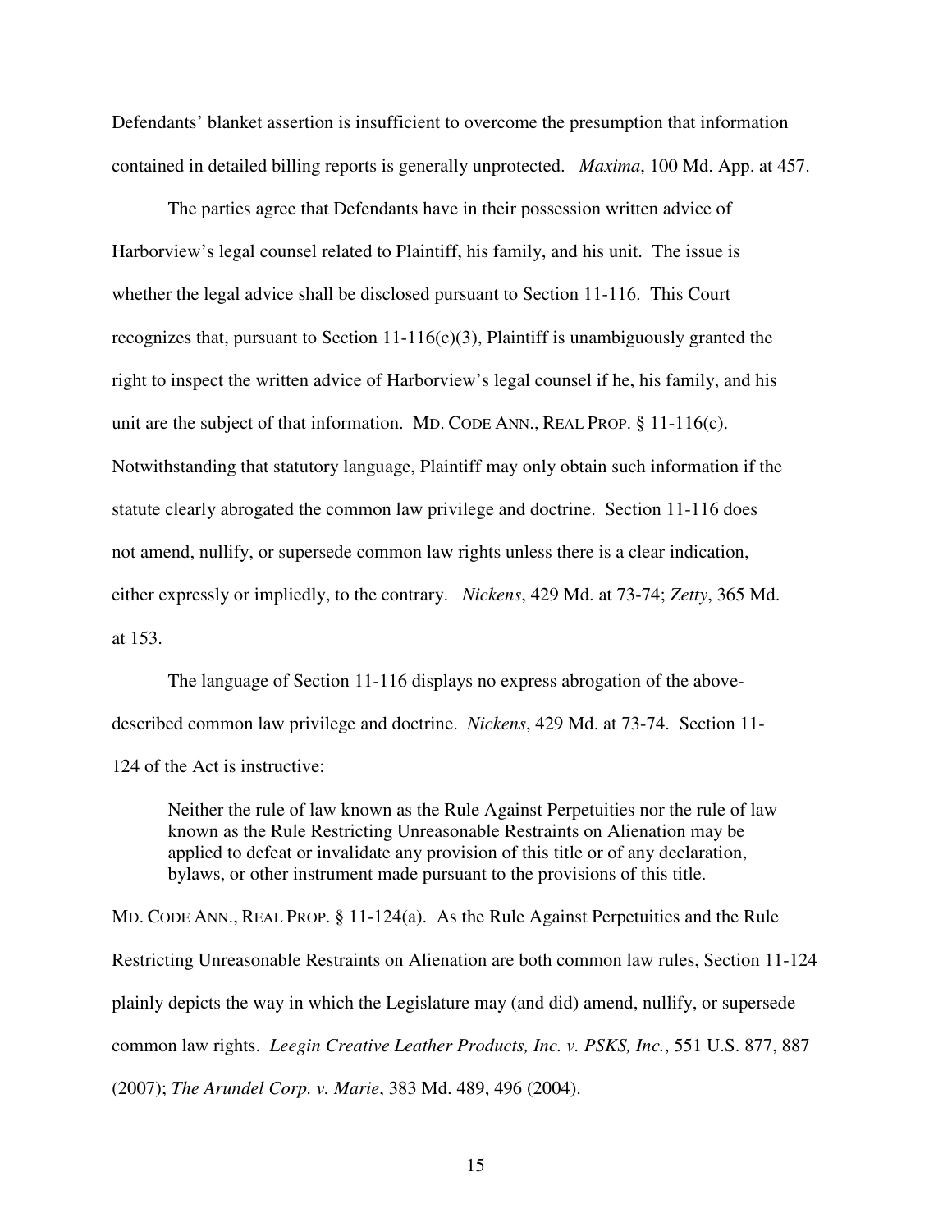Defendants' blanket assertion is insufficient to overcome the presumption that information contained in detailed billing reports is generally unprotected. *Maxima*, 100 Md. App. at 457.

The parties agree that Defendants have in their possession written advice of Harborview's legal counsel related to Plaintiff, his family, and his unit. The issue is whether the legal advice shall be disclosed pursuant to Section 11-116. This Court recognizes that, pursuant to Section 11-116(c)(3), Plaintiff is unambiguously granted the right to inspect the written advice of Harborview's legal counsel if he, his family, and his unit are the subject of that information. MD. CODE ANN., REAL PROP. § 11-116(c). Notwithstanding that statutory language, Plaintiff may only obtain such information if the statute clearly abrogated the common law privilege and doctrine. Section 11-116 does not amend, nullify, or supersede common law rights unless there is a clear indication, either expressly or impliedly, to the contrary. *Nickens*, 429 Md. at 73-74; *Zetty*, 365 Md. at 153.

The language of Section 11-116 displays no express abrogation of the above-described common law privilege and doctrine. *Nickens*, 429 Md. at 73-74. Section 11-124 of the Act is instructive:

> Neither the rule of law known as the Rule Against Perpetuities nor the rule of law known as the Rule Restricting Unreasonable Restraints on Alienation may be applied to defeat or invalidate any provision of this title or of any declaration, bylaws, or other instrument made pursuant to the provisions of this title.

MD. CODE ANN., REAL PROP. § 11-124(a). As the Rule Against Perpetuities and the Rule Restricting Unreasonable Restraints on Alienation are both common law rules, Section 11-124 plainly depicts the way in which the Legislature may (and did) amend, nullify, or supersede common law rights. *Leegin Creative Leather Products, Inc. v. PSKS, Inc.*, 551 U.S. 877, 887 (2007); *The Arundel Corp. v. Marie*, 383 Md. 489, 496 (2004).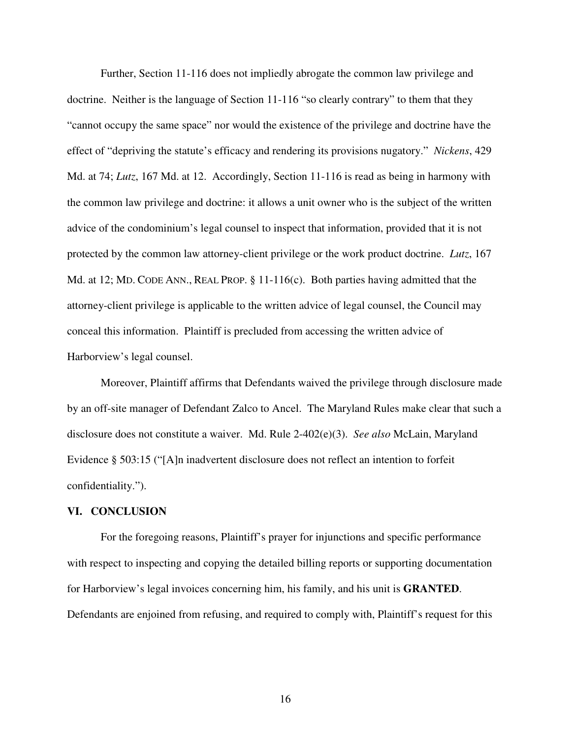Further, Section 11-116 does not impliedly abrogate the common law privilege and doctrine. Neither is the language of Section 11-116 "so clearly contrary" to them that they "cannot occupy the same space" nor would the existence of the privilege and doctrine have the effect of "depriving the statute's efficacy and rendering its provisions nugatory." *Nickens*, 429 Md. at 74; *Lutz*, 167 Md. at 12. Accordingly, Section 11-116 is read as being in harmony with the common law privilege and doctrine: it allows a unit owner who is the subject of the written advice of the condominium's legal counsel to inspect that information, provided that it is not protected by the common law attorney-client privilege or the work product doctrine. *Lutz*, 167 Md. at 12; MD. CODE ANN., REAL PROP. § 11-116(c). Both parties having admitted that the attorney-client privilege is applicable to the written advice of legal counsel, the Council may conceal this information. Plaintiff is precluded from accessing the written advice of Harborview's legal counsel.

Moreover, Plaintiff affirms that Defendants waived the privilege through disclosure made by an off-site manager of Defendant Zalco to Ancel. The Maryland Rules make clear that such a disclosure does not constitute a waiver. Md. Rule 2-402(e)(3). *See also* McLain, Maryland Evidence § 503:15 ("[A]n inadvertent disclosure does not reflect an intention to forfeit confidentiality.").

## VI. CONCLUSION

For the foregoing reasons, Plaintiff's prayer for injunctions and specific performance with respect to inspecting and copying the detailed billing reports or supporting documentation for Harborview's legal invoices concerning him, his family, and his unit is **GRANTED**. Defendants are enjoined from refusing, and required to comply with, Plaintiff's request for this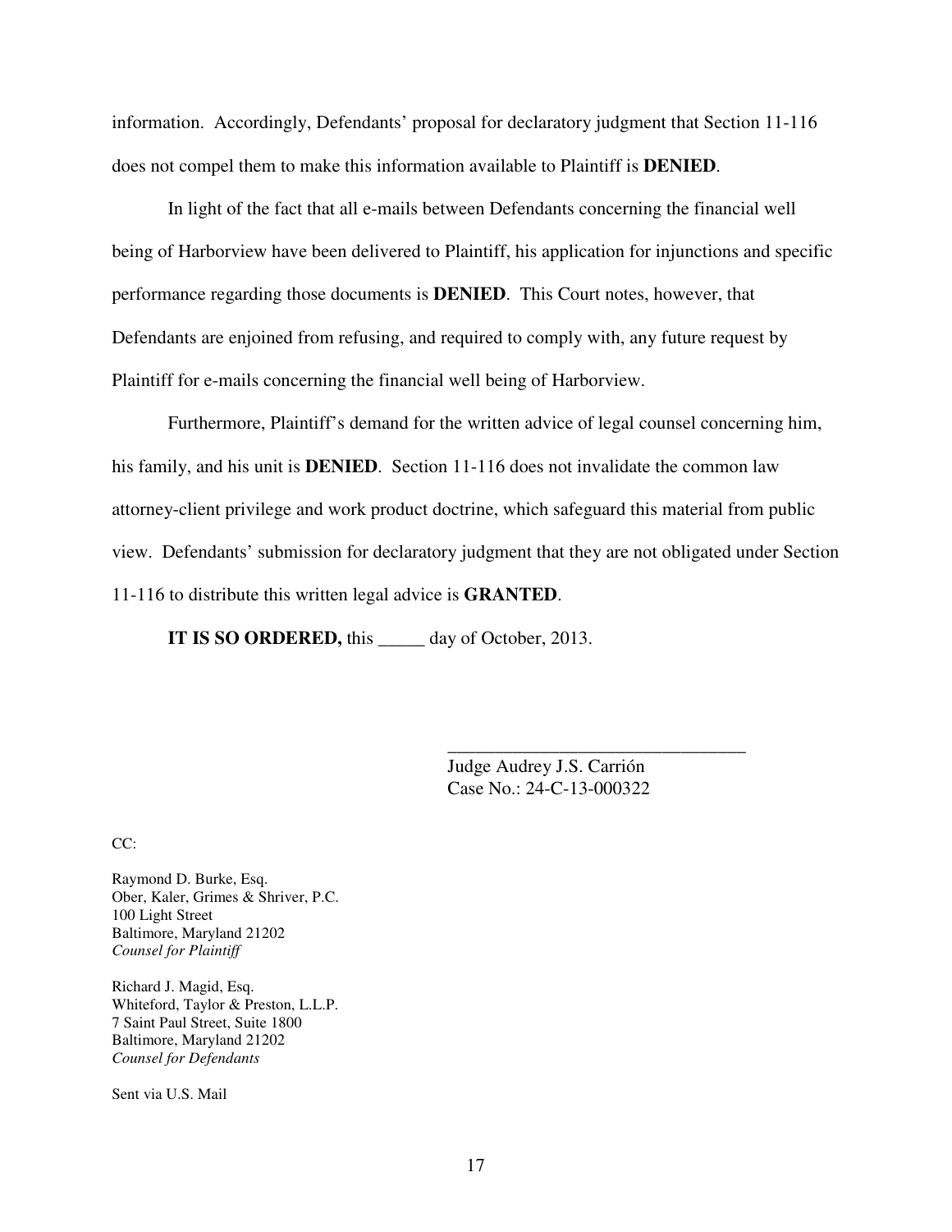information. Accordingly, Defendants' proposal for declaratory judgment that Section 11-116 does not compel them to make this information available to Plaintiff is **DENIED**.

In light of the fact that all e-mails between Defendants concerning the financial well being of Harborview have been delivered to Plaintiff, his application for injunctions and specific performance regarding those documents is **DENIED**. This Court notes, however, that Defendants are enjoined from refusing, and required to comply with, any future request by Plaintiff for e-mails concerning the financial well being of Harborview.

Furthermore, Plaintiff's demand for the written advice of legal counsel concerning him, his family, and his unit is **DENIED**. Section 11-116 does not invalidate the common law attorney-client privilege and work product doctrine, which safeguard this material from public view. Defendants' submission for declaratory judgment that they are not obligated under Section 11-116 to distribute this written legal advice is **GRANTED**.

**IT IS SO ORDERED,** this _____ day of October, 2013.

_________________________________
Judge Audrey J.S. Carrión
Case No.: 24-C-13-000322

CC:

Raymond D. Burke, Esq.
Ober, Kaler, Grimes & Shriver, P.C.
100 Light Street
Baltimore, Maryland 21202
*Counsel for Plaintiff*

Richard J. Magid, Esq.
Whiteford, Taylor & Preston, L.L.P.
7 Saint Paul Street, Suite 1800
Baltimore, Maryland 21202
*Counsel for Defendants*

Sent via U.S. Mail